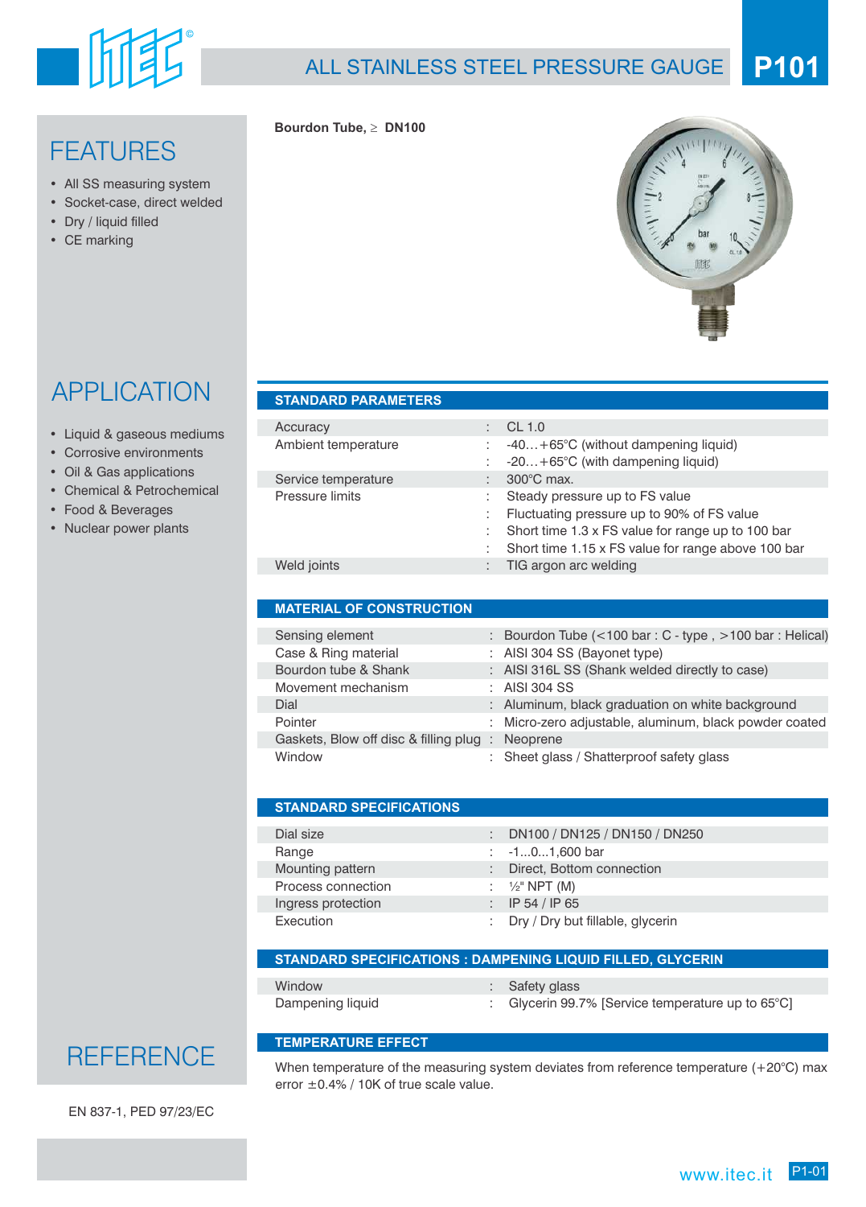# ALL STAINLESS STEEL PRESSURE GAUGE

# P101

**Bourdon Tube, ≥ DN100**

## FEATURES

- All SS measuring system
- Socket-case, direct welded
- Dry / liquid filled
- CE marking

## APPLICATION

- Liquid & gaseous mediums
- Corrosive environments
- Oil & Gas applications
- Chemical & Petrochemical
- Food & Beverages
- Nuclear power plants

## STANDARD PARAMETERS

| | | |
|---|---|---|
| Accuracy | : | CL 1.0 |
| Ambient temperature | : | -40…+65°C (without dampening liquid) |
| | : | -20…+65°C (with dampening liquid) |
| Service temperature | : | 300°C max. |
| Pressure limits | : | Steady pressure up to FS value |
| | : | Fluctuating pressure up to 90% of FS value |
| | : | Short time 1.3 x FS value for range up to 100 bar |
| | : | Short time 1.15 x FS value for range above 100 bar |
| Weld joints | : | TIG argon arc welding |

## MATERIAL OF CONSTRUCTION

| | | |
|---|---|---|
| Sensing element | : | Bourdon Tube (<100 bar : C - type , >100 bar : Helical) |
| Case & Ring material | : | AISI 304 SS (Bayonet type) |
| Bourdon tube & Shank | : | AISI 316L SS (Shank welded directly to case) |
| Movement mechanism | : | AISI 304 SS |
| Dial | : | Aluminum, black graduation on white background |
| Pointer | : | Micro-zero adjustable, aluminum, black powder coated |
| Gaskets, Blow off disc & filling plug | : | Neoprene |
| Window | : | Sheet glass / Shatterproof safety glass |

## STANDARD SPECIFICATIONS

| | | |
|---|---|---|
| Dial size | : | DN100 / DN125 / DN150 / DN250 |
| Range | : | -1...0...1,600 bar |
| Mounting pattern | : | Direct, Bottom connection |
| Process connection | : | ½" NPT (M) |
| Ingress protection | : | IP 54 / IP 65 |
| Execution | : | Dry / Dry but fillable, glycerin |

## STANDARD SPECIFICATIONS : DAMPENING LIQUID FILLED, GLYCERIN

| | | |
|---|---|---|
| Window | : | Safety glass |
| Dampening liquid | : | Glycerin 99.7% [Service temperature up to 65°C] |

## TEMPERATURE EFFECT

When temperature of the measuring system deviates from reference temperature (+20°C) max error ±0.4% / 10K of true scale value.

## REFERENCE

EN 837-1, PED 97/23/EC

www.itec.it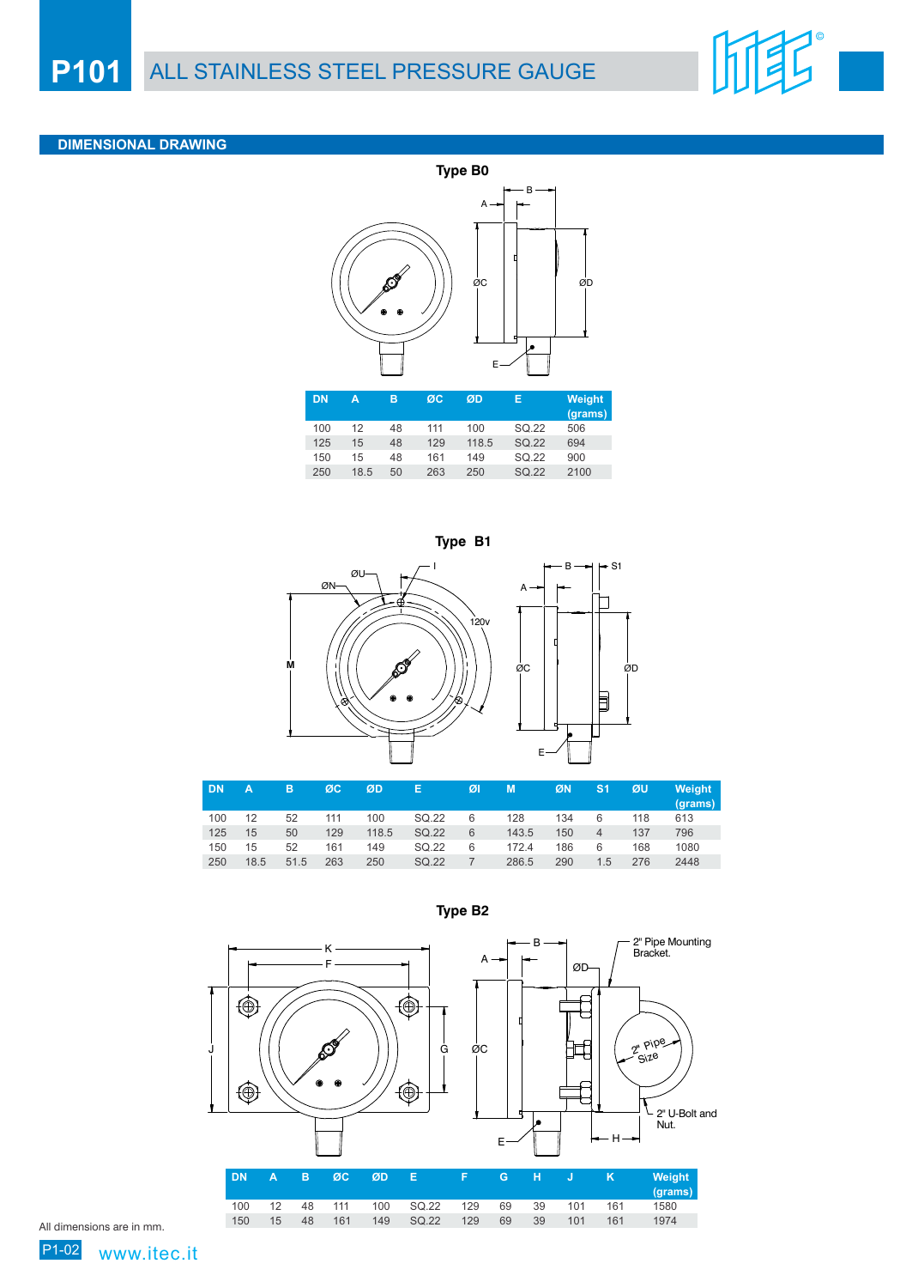# P101 ALL STAINLESS STEEL PRESSURE GAUGE

## DIMENSIONAL DRAWING

### Type B0

| DN | A | B | ØC | ØD | E | Weight (grams) |
|---|---|---|---|---|---|---|
| 100 | 12 | 48 | 111 | 100 | SQ.22 | 506 |
| 125 | 15 | 48 | 129 | 118.5 | SQ.22 | 694 |
| 150 | 15 | 48 | 161 | 149 | SQ.22 | 900 |
| 250 | 18.5 | 50 | 263 | 250 | SQ.22 | 2100 |

### Type B1

| DN | A | B | ØC | ØD | E | ØI | M | ØN | S1 | ØU | Weight (grams) |
|---|---|---|---|---|---|---|---|---|---|---|---|
| 100 | 12 | 52 | 111 | 100 | SQ.22 | 6 | 128 | 134 | 6 | 118 | 613 |
| 125 | 15 | 50 | 129 | 118.5 | SQ.22 | 6 | 143.5 | 150 | 4 | 137 | 796 |
| 150 | 15 | 52 | 161 | 149 | SQ.22 | 6 | 172.4 | 186 | 6 | 168 | 1080 |
| 250 | 18.5 | 51.5 | 263 | 250 | SQ.22 | 7 | 286.5 | 290 | 1.5 | 276 | 2448 |

### Type B2

2" Pipe Mounting Bracket.

2" U-Bolt and Nut.

| DN | A | B | ØC | ØD | E | F | G | H | J | K | Weight (grams) |
|---|---|---|---|---|---|---|---|---|---|---|---|
| 100 | 12 | 48 | 111 | 100 | SQ.22 | 129 | 69 | 39 | 101 | 161 | 1580 |
| 150 | 15 | 48 | 161 | 149 | SQ.22 | 129 | 69 | 39 | 101 | 161 | 1974 |

All dimensions are in mm.

www.itec.it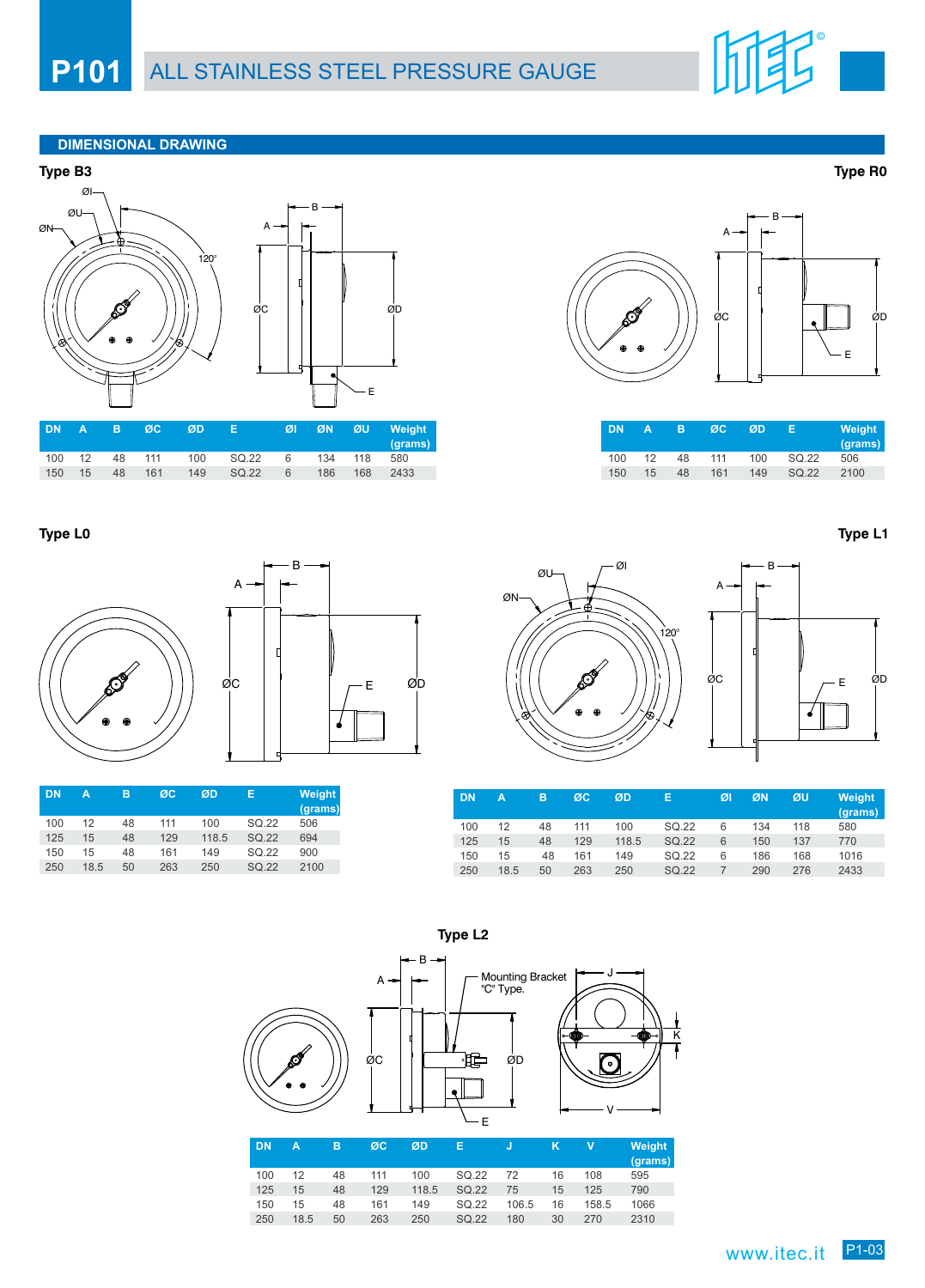# P101 ALL STAINLESS STEEL PRESSURE GAUGE

## DIMENSIONAL DRAWING

### Type B3

| DN | A | B | ØC | ØD | E | ØI | ØN | ØU | Weight (grams) |
|---|---|---|---|---|---|---|---|---|---|
| 100 | 12 | 48 | 111 | 100 | SQ.22 | 6 | 134 | 118 | 580 |
| 150 | 15 | 48 | 161 | 149 | SQ.22 | 6 | 186 | 168 | 2433 |

### Type R0

| DN | A | B | ØC | ØD | E | Weight (grams) |
|---|---|---|---|---|---|---|
| 100 | 12 | 48 | 111 | 100 | SQ.22 | 506 |
| 150 | 15 | 48 | 161 | 149 | SQ.22 | 2100 |

### Type L0

| DN | A | B | ØC | ØD | E | Weight (grams) |
|---|---|---|---|---|---|---|
| 100 | 12 | 48 | 111 | 100 | SQ.22 | 506 |
| 125 | 15 | 48 | 129 | 118.5 | SQ.22 | 694 |
| 150 | 15 | 48 | 161 | 149 | SQ.22 | 900 |
| 250 | 18.5 | 50 | 263 | 250 | SQ.22 | 2100 |

### Type L1

| DN | A | B | ØC | ØD | E | ØI | ØN | ØU | Weight (grams) |
|---|---|---|---|---|---|---|---|---|---|
| 100 | 12 | 48 | 111 | 100 | SQ.22 | 6 | 134 | 118 | 580 |
| 125 | 15 | 48 | 129 | 118.5 | SQ.22 | 6 | 150 | 137 | 770 |
| 150 | 15 | 48 | 161 | 149 | SQ.22 | 6 | 186 | 168 | 1016 |
| 250 | 18.5 | 50 | 263 | 250 | SQ.22 | 7 | 290 | 276 | 2433 |

### Type L2

Mounting Bracket "C" Type.

| DN | A | B | ØC | ØD | E | J | K | V | Weight (grams) |
|---|---|---|---|---|---|---|---|---|---|
| 100 | 12 | 48 | 111 | 100 | SQ.22 | 72 | 16 | 108 | 595 |
| 125 | 15 | 48 | 129 | 118.5 | SQ.22 | 75 | 15 | 125 | 790 |
| 150 | 15 | 48 | 161 | 149 | SQ.22 | 106.5 | 16 | 158.5 | 1066 |
| 250 | 18.5 | 50 | 263 | 250 | SQ.22 | 180 | 30 | 270 | 2310 |

www.itec.it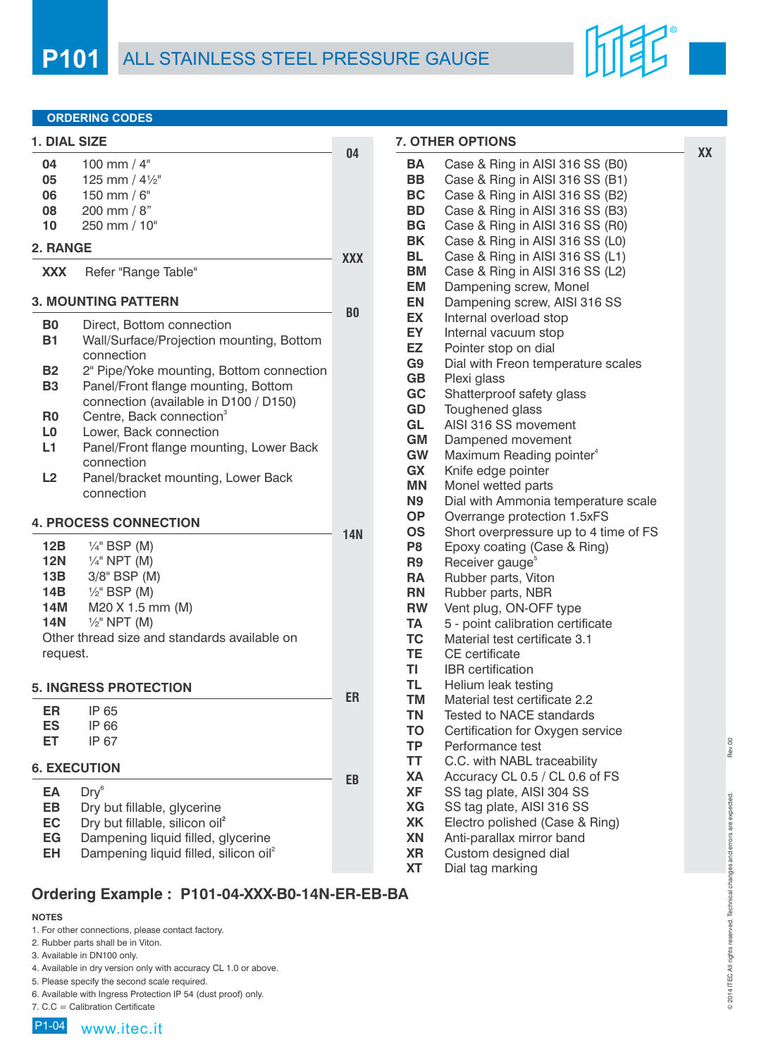# P101 ALL STAINLESS STEEL PRESSURE GAUGE

## ORDERING CODES

### 1. DIAL SIZE

**04**

| | |
|---|---|
| **04** | 100 mm / 4" |
| **05** | 125 mm / 4½" |
| **06** | 150 mm / 6" |
| **08** | 200 mm / 8" |
| **10** | 250 mm / 10" |

### 2. RANGE

**XXX**

| | |
|---|---|
| **XXX** | Refer "Range Table" |

### 3. MOUNTING PATTERN

**B0**

| | |
|---|---|
| **B0** | Direct, Bottom connection |
| **B1** | Wall/Surface/Projection mounting, Bottom connection |
| **B2** | 2" Pipe/Yoke mounting, Bottom connection |
| **B3** | Panel/Front flange mounting, Bottom connection (available in D100 / D150) |
| **R0** | Centre, Back connection[3] |
| **L0** | Lower, Back connection |
| **L1** | Panel/Front flange mounting, Lower Back connection |
| **L2** | Panel/bracket mounting, Lower Back connection |

### 4. PROCESS CONNECTION

**14N**

| | |
|---|---|
| **12B** | ¼" BSP (M) |
| **12N** | ¼" NPT (M) |
| **13B** | 3/8" BSP (M) |
| **14B** | ½" BSP (M) |
| **14M** | M20 X 1.5 mm (M) |
| **14N** | ½" NPT (M) |

Other thread size and standards available on request.

### 5. INGRESS PROTECTION

**ER**

| | |
|---|---|
| **ER** | IP 65 |
| **ES** | IP 66 |
| **ET** | IP 67 |

### 6. EXECUTION

**EB**

| | |
|---|---|
| **EA** | Dry[6] |
| **EB** | Dry but fillable, glycerine |
| **EC** | Dry but fillable, silicon oil[2] |
| **EG** | Dampening liquid filled, glycerine |
| **EH** | Dampening liquid filled, silicon oil[2] |

### 7. OTHER OPTIONS

**XX**

| | |
|---|---|
| **BA** | Case & Ring in AISI 316 SS (B0) |
| **BB** | Case & Ring in AISI 316 SS (B1) |
| **BC** | Case & Ring in AISI 316 SS (B2) |
| **BD** | Case & Ring in AISI 316 SS (B3) |
| **BG** | Case & Ring in AISI 316 SS (R0) |
| **BK** | Case & Ring in AISI 316 SS (L0) |
| **BL** | Case & Ring in AISI 316 SS (L1) |
| **BM** | Case & Ring in AISI 316 SS (L2) |
| **EM** | Dampening screw, Monel |
| **EN** | Dampening screw, AISI 316 SS |
| **EX** | Internal overload stop |
| **EY** | Internal vacuum stop |
| **EZ** | Pointer stop on dial |
| **G9** | Dial with Freon temperature scales |
| **GB** | Plexi glass |
| **GC** | Shatterproof safety glass |
| **GD** | Toughened glass |
| **GL** | AISI 316 SS movement |
| **GM** | Dampened movement |
| **GW** | Maximum Reading pointer[4] |
| **GX** | Knife edge pointer |
| **MN** | Monel wetted parts |
| **N9** | Dial with Ammonia temperature scale |
| **OP** | Overrange protection 1.5xFS |
| **OS** | Short overpressure up to 4 time of FS |
| **P8** | Epoxy coating (Case & Ring) |
| **R9** | Receiver gauge[5] |
| **RA** | Rubber parts, Viton |
| **RN** | Rubber parts, NBR |
| **RW** | Vent plug, ON-OFF type |
| **TA** | 5 - point calibration certificate |
| **TC** | Material test certificate 3.1 |
| **TE** | CE certificate |
| **TI** | IBR certification |
| **TL** | Helium leak testing |
| **TM** | Material test certificate 2.2 |
| **TN** | Tested to NACE standards |
| **TO** | Certification for Oxygen service |
| **TP** | Performance test |
| **TT** | C.C. with NABL traceability |
| **XA** | Accuracy CL 0.5 / CL 0.6 of FS |
| **XF** | SS tag plate, AISI 304 SS |
| **XG** | SS tag plate, AISI 316 SS |
| **XK** | Electro polished (Case & Ring) |
| **XN** | Anti-parallax mirror band |
| **XR** | Custom designed dial |
| **XT** | Dial tag marking |

## Ordering Example : P101-04-XXX-B0-14N-ER-EB-BA

**NOTES**

1. For other connections, please contact factory.
2. Rubber parts shall be in Viton.
3. Available in DN100 only.
4. Available in dry version only with accuracy CL 1.0 or above.
5. Please specify the second scale required.
6. Available with Ingress Protection IP 54 (dust proof) only.
7. C.C = Calibration Certificate

© 2014 ITEC All rights reserved. Technical changes and errors are expected. Rev 00

www.itec.it